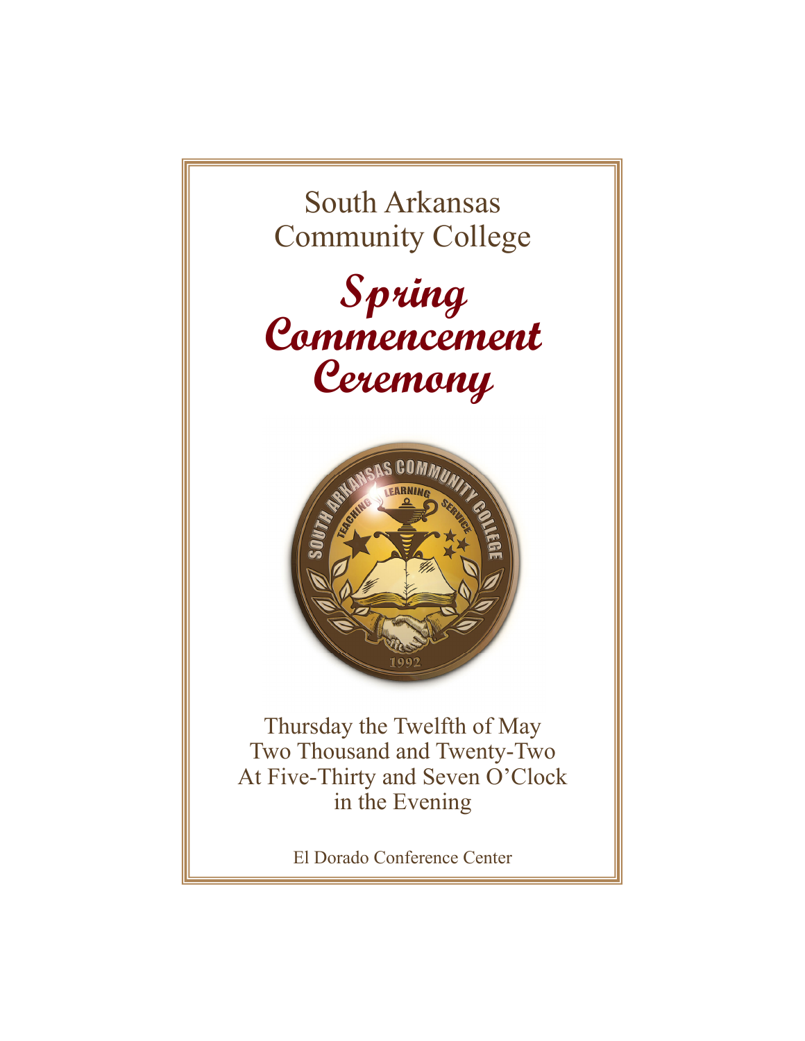# South Arkansas Community College

## *Spring Commencement Ceremony*

Thursday the Twelfth of May
Two Thousand and Twenty-Two
At Five-Thirty and Seven O'Clock
in the Evening

El Dorado Conference Center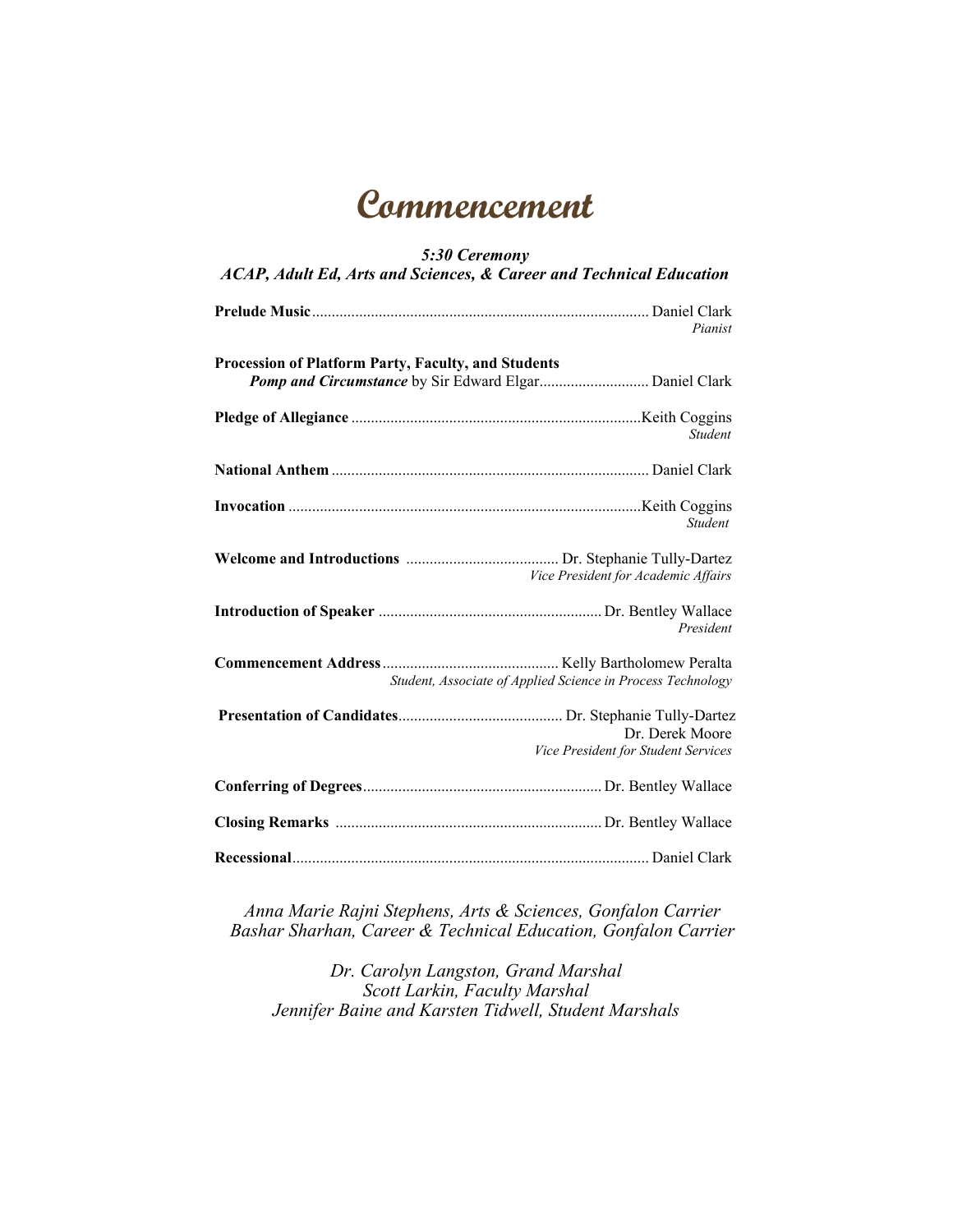# Commencement

***5:30 Ceremony***
***ACAP, Adult Ed, Arts and Sciences, & Career and Technical Education***

**Prelude Music**..................................................................................... Daniel Clark
*Pianist*

**Procession of Platform Party, Faculty, and Students**
***Pomp and Circumstance*** by Sir Edward Elgar............................ Daniel Clark

**Pledge of Allegiance** .........................................................................Keith Coggins
*Student*

**National Anthem** ................................................................................ Daniel Clark

**Invocation** .........................................................................................Keith Coggins
*Student*

**Welcome and Introductions** ....................................... Dr. Stephanie Tully-Dartez
*Vice President for Academic Affairs*

**Introduction of Speaker** ......................................................... Dr. Bentley Wallace
*President*

**Commencement Address**............................................ Kelly Bartholomew Peralta
*Student, Associate of Applied Science in Process Technology*

**Presentation of Candidates**.......................................... Dr. Stephanie Tully-Dartez
Dr. Derek Moore
*Vice President for Student Services*

**Conferring of Degrees**............................................................ Dr. Bentley Wallace

**Closing Remarks** .................................................................... Dr. Bentley Wallace

**Recessional**.......................................................................................... Daniel Clark

*Anna Marie Rajni Stephens, Arts & Sciences, Gonfalon Carrier*
*Bashar Sharhan, Career & Technical Education, Gonfalon Carrier*

*Dr. Carolyn Langston, Grand Marshal*
*Scott Larkin, Faculty Marshal*
*Jennifer Baine and Karsten Tidwell, Student Marshals*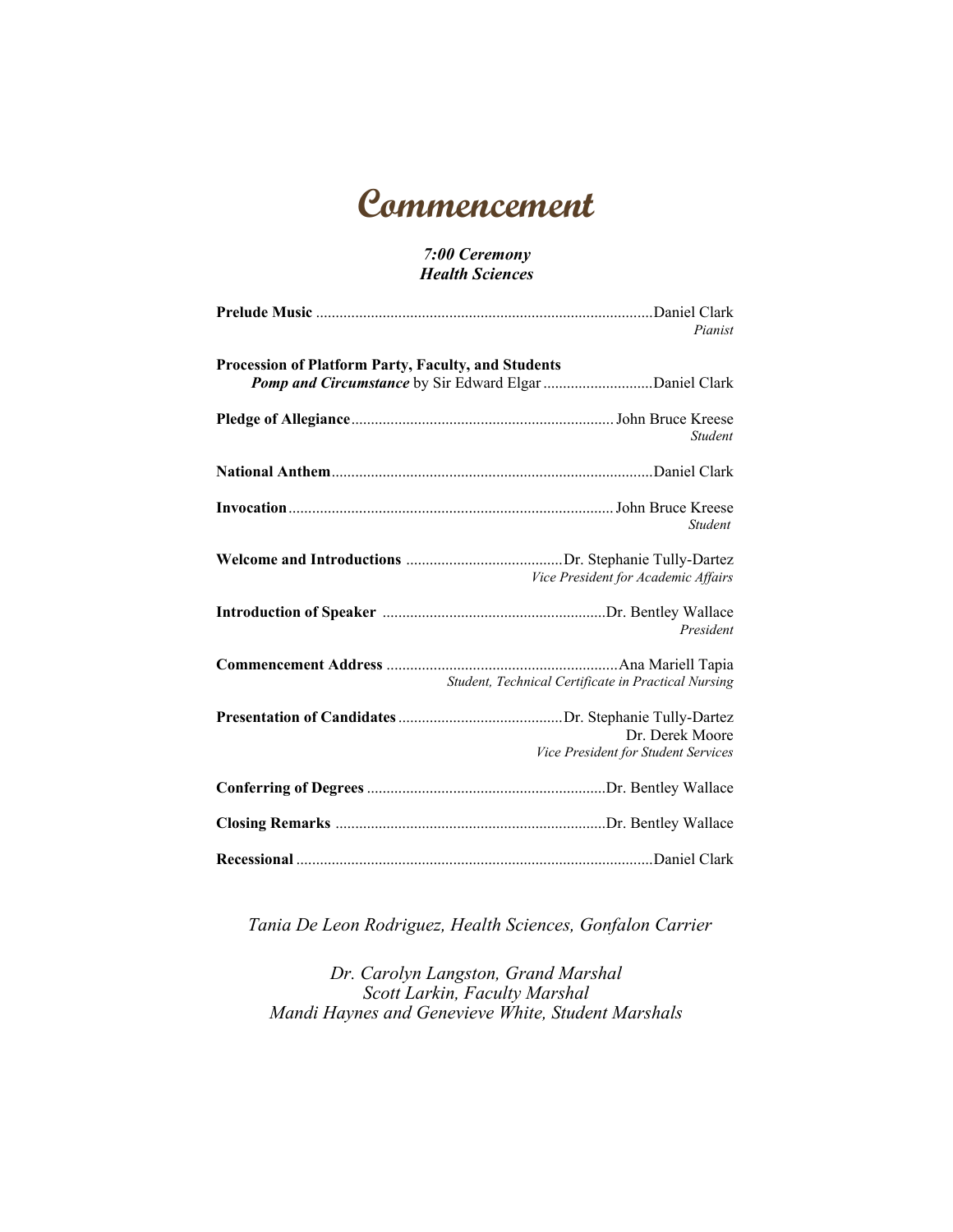# Commencement

***7:00 Ceremony***
***Health Sciences***

**Prelude Music** .......... Daniel Clark
*Pianist*

**Procession of Platform Party, Faculty, and Students**
***Pomp and Circumstance*** by Sir Edward Elgar .......... Daniel Clark

**Pledge of Allegiance** .......... John Bruce Kreese
*Student*

**National Anthem** .......... Daniel Clark

**Invocation** .......... John Bruce Kreese
*Student*

**Welcome and Introductions** .......... Dr. Stephanie Tully-Dartez
*Vice President for Academic Affairs*

**Introduction of Speaker** .......... Dr. Bentley Wallace
*President*

**Commencement Address** .......... Ana Mariell Tapia
*Student, Technical Certificate in Practical Nursing*

**Presentation of Candidates** .......... Dr. Stephanie Tully-Dartez
Dr. Derek Moore
*Vice President for Student Services*

**Conferring of Degrees** .......... Dr. Bentley Wallace

**Closing Remarks** .......... Dr. Bentley Wallace

**Recessional** .......... Daniel Clark

*Tania De Leon Rodriguez, Health Sciences, Gonfalon Carrier*

*Dr. Carolyn Langston, Grand Marshal*
*Scott Larkin, Faculty Marshal*
*Mandi Haynes and Genevieve White, Student Marshals*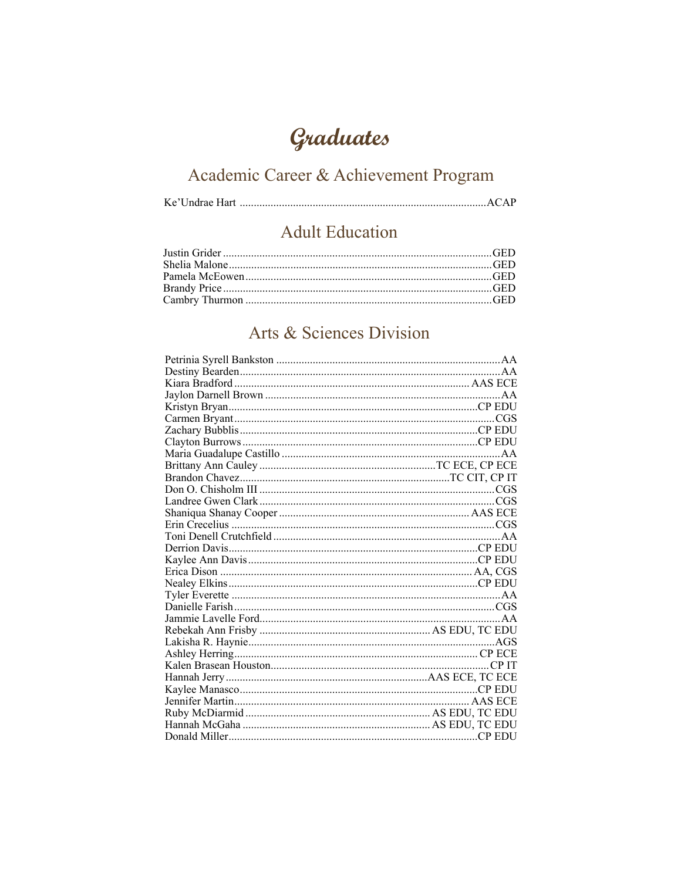# Graduates

## Academic Career & Achievement Program

Ke'Undrae Hart ........................................................................................ACAP

## Adult Education

Justin Grider ..............................................................................................GED
Shelia Malone.............................................................................................GED
Pamela McEowen.......................................................................................GED
Brandy Price ..............................................................................................GED
Cambry Thurmon .......................................................................................GED

## Arts & Sciences Division

Petrinia Syrell Bankston ...............................................................................AA
Destiny Bearden............................................................................................AA
Kiara Bradford .................................................................................. AAS ECE
Jaylon Darnell Brown ...................................................................................AA
Kristyn Bryan.........................................................................................CP EDU
Carmen Bryant ...........................................................................................CGS
Zachary Bubblis .....................................................................................CP EDU
Clayton Burrows ....................................................................................CP EDU
Maria Guadalupe Castillo .............................................................................AA
Brittany Ann Cauley ...............................................................TC ECE, CP ECE
Brandon Chavez..........................................................................TC CIT, CP IT
Don O. Chisholm III ...................................................................................CGS
Landree Gwen Clark ..................................................................................CGS
Shaniqua Shanay Cooper ................................................................... AAS ECE
Erin Crecelius ............................................................................................CGS
Toni Denell Crutchfield ................................................................................AA
Derrion Davis..........................................................................................CP EDU
Kaylee Ann Davis ...................................................................................CP EDU
Erica Dison ........................................................................................... AA, CGS
Nealey Elkins.........................................................................................CP EDU
Tyler Everette ...............................................................................................AA
Danielle Farish............................................................................................CGS
Jammie Lavelle Ford.....................................................................................AA
Rebekah Ann Frisby ............................................................ AS EDU, TC EDU
Lakisha R. Haynie.......................................................................................AGS
Ashley Herring....................................................................................... CP ECE
Kalen Brasean Houston.............................................................................CP IT
Hannah Jerry.......................................................................AAS ECE, TC ECE
Kaylee Manasco.....................................................................................CP EDU
Jennifer Martin.................................................................................... AAS ECE
Ruby McDiarmid ................................................................. AS EDU, TC EDU
Hannah McGaha .................................................................. AS EDU, TC EDU
Donald Miller.........................................................................................CP EDU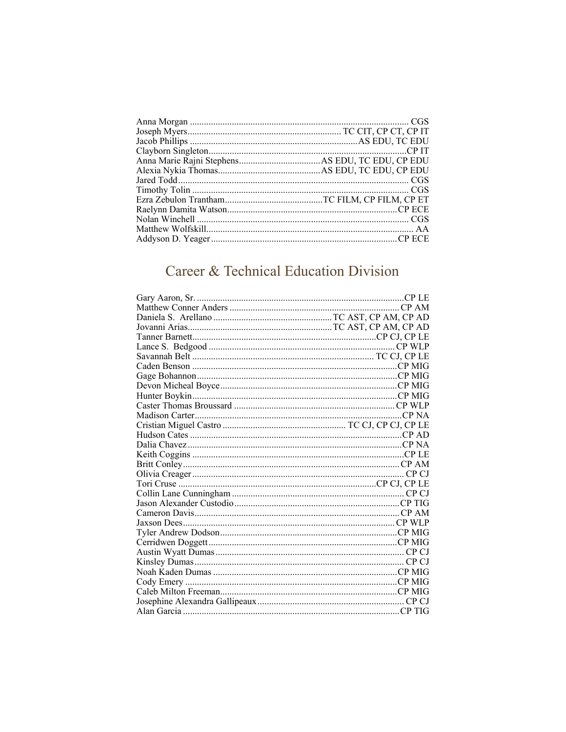Anna Morgan ............................................................................................ CGS
Joseph Myers................................................................ TC CIT, CP CT, CP IT
Jacob Phillips .......................................................................AS EDU, TC EDU
Clayborn Singleton.....................................................................................CP IT
Anna Marie Rajni Stephens..................................AS EDU, TC EDU, CP EDU
Alexia Nykia Thomas...........................................AS EDU, TC EDU, CP EDU
Jared Todd................................................................................................. CGS
Timothy Tolin ........................................................................................... CGS
Ezra Zebulon Trantham.........................................TC FILM, CP FILM, CP ET
Raelynn Damita Watson.......................................................................CP ECE
Nolan Winchell ......................................................................................... CGS
Matthew Wolfskill....................................................................................... AA
Addyson D. Yeager..............................................................................CP ECE

## Career & Technical Education Division

Gary Aaron, Sr. .......................................................................................CP LE
Matthew Conner Anders ....................................................................... CP AM
Daniela S. Arellano ...................................................TC AST, CP AM, CP AD
Jovanni Arias.............................................................TC AST, CP AM, CP AD
Tanner Barnett.............................................................................CP CJ, CP LE
Lance S. Bedgood ................................................................................ CP WLP
Savannah Belt ........................................................................... TC CJ, CP LE
Caden Benson .......................................................................................CP MIG
Gage Bohannon.....................................................................................CP MIG
Devon Micheal Boyce...........................................................................CP MIG
Hunter Boykin.......................................................................................CP MIG
Caster Thomas Broussard ................................................................... CP WLP
Madison Carter.......................................................................................CP NA
Cristian Miguel Castro .................................................... TC CJ, CP CJ, CP LE
Hudson Cates .........................................................................................CP AD
Dalia Chavez..........................................................................................CP NA
Keith Coggins ........................................................................................CP LE
Britt Conley........................................................................................... CP AM
Olivia Creager......................................................................................... CP CJ
Tori Cruse ..................................................................................CP CJ, CP LE
Collin Lane Cunningham ........................................................................ CP CJ
Jason Alexander Custodio......................................................................CP TIG
Cameron Davis...................................................................................... CP AM
Jaxson Dees......................................................................................... CP WLP
Tyler Andrew Dodson...........................................................................CP MIG
Cerridwen Doggett................................................................................CP MIG
Austin Wyatt Dumas ............................................................................... CP CJ
Kinsley Dumas........................................................................................ CP CJ
Noah Kaden Dumas ..............................................................................CP MIG
Cody Emery ..........................................................................................CP MIG
Caleb Milton Freeman...........................................................................CP MIG
Josephine Alexandra Gallipeaux.............................................................. CP CJ
Alan Garcia ...........................................................................................CP TIG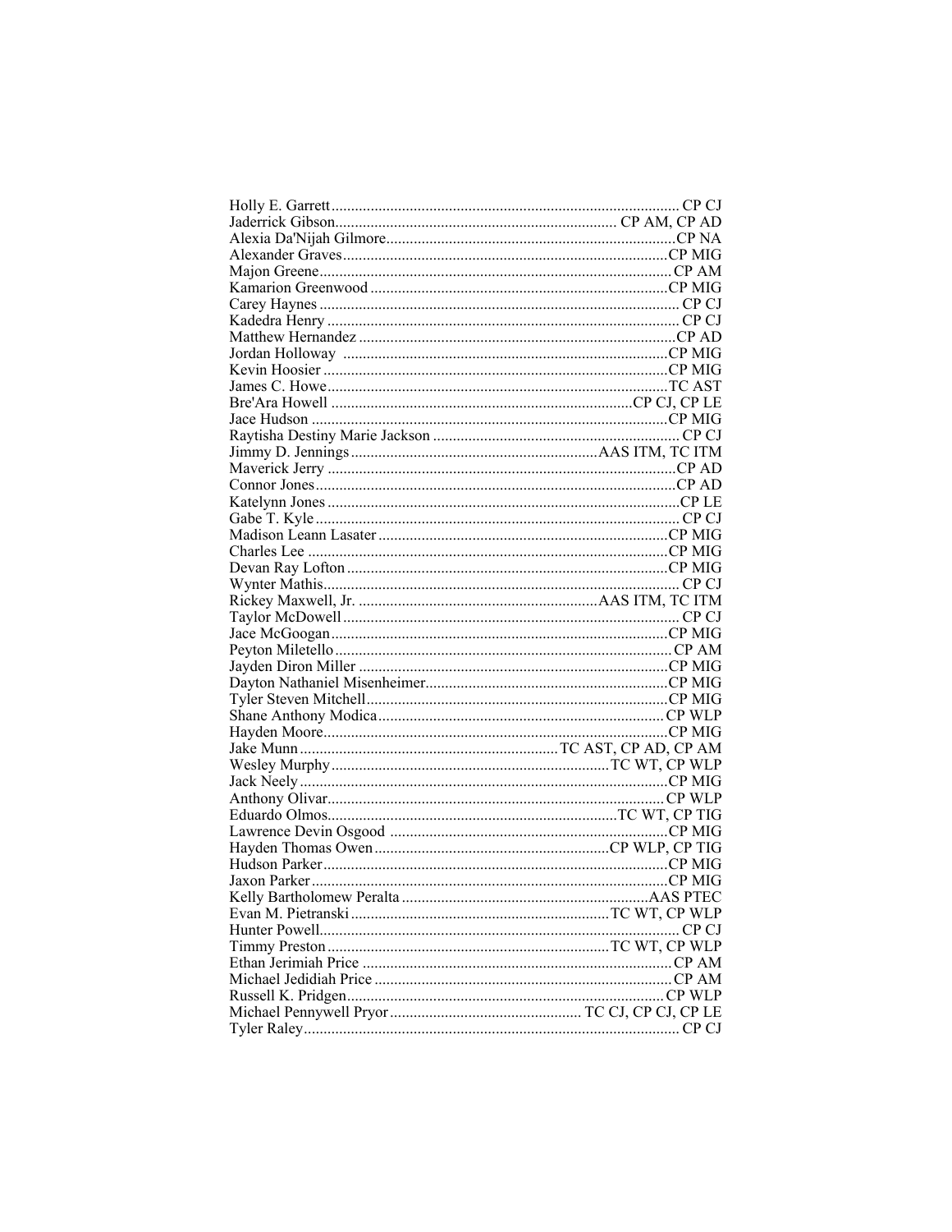Holly E. Garrett........................................................................................ CP CJ
Jaderrick Gibson....................................................................... CP AM, CP AD
Alexia Da'Nijah Gilmore..........................................................................CP NA
Alexander Graves..................................................................................CP MIG
Majon Greene......................................................................................... CP AM
Kamarion Greenwood ...........................................................................CP MIG
Carey Haynes ........................................................................................... CP CJ
Kadedra Henry ......................................................................................... CP CJ
Matthew Hernandez ................................................................................CP AD
Jordan Holloway ..................................................................................CP MIG
Kevin Hoosier .......................................................................................CP MIG
James C. Howe.......................................................................................TC AST
Bre'Ara Howell ............................................................................CP CJ, CP LE
Jace Hudson ...........................................................................................CP MIG
Raytisha Destiny Marie Jackson ............................................................... CP CJ
Jimmy D. Jennings...............................................................AAS ITM, TC ITM
Maverick Jerry .........................................................................................CP AD
Connor Jones...........................................................................................CP AD
Katelynn Jones .........................................................................................CP LE
Gabe T. Kyle ............................................................................................ CP CJ
Madison Leann Lasater ..........................................................................CP MIG
Charles Lee ............................................................................................CP MIG
Devan Ray Lofton ..................................................................................CP MIG
Wynter Mathis.......................................................................................... CP CJ
Rickey Maxwell, Jr. .............................................................AAS ITM, TC ITM
Taylor McDowell ..................................................................................... CP CJ
Jace McGoogan.....................................................................................CP MIG
Peyton Miletello...................................................................................... CP AM
Jayden Diron Miller ...............................................................................CP MIG
Dayton Nathaniel Misenheimer.............................................................CP MIG
Tyler Steven Mitchell.............................................................................CP MIG
Shane Anthony Modica.......................................................................... CP WLP
Hayden Moore........................................................................................CP MIG
Jake Munn .................................................................TC AST, CP AD, CP AM
Wesley Murphy.......................................................................TC WT, CP WLP
Jack Neely...............................................................................................CP MIG
Anthony Olivar....................................................................................... CP WLP
Eduardo Olmos.........................................................................TC WT, CP TIG
Lawrence Devin Osgood .......................................................................CP MIG
Hayden Thomas Owen............................................................CP WLP, CP TIG
Hudson Parker........................................................................................CP MIG
Jaxon Parker...........................................................................................CP MIG
Kelly Bartholomew Peralta ...............................................................AAS PTEC
Evan M. Pietranski..................................................................TC WT, CP WLP
Hunter Powell........................................................................................... CP CJ
Timmy Preston........................................................................TC WT, CP WLP
Ethan Jerimiah Price .............................................................................. CP AM
Michael Jedidiah Price ........................................................................... CP AM
Russell K. Pridgen................................................................................. CP WLP
Michael Pennywell Pryor ................................................ TC CJ, CP CJ, CP LE
Tyler Raley............................................................................................... CP CJ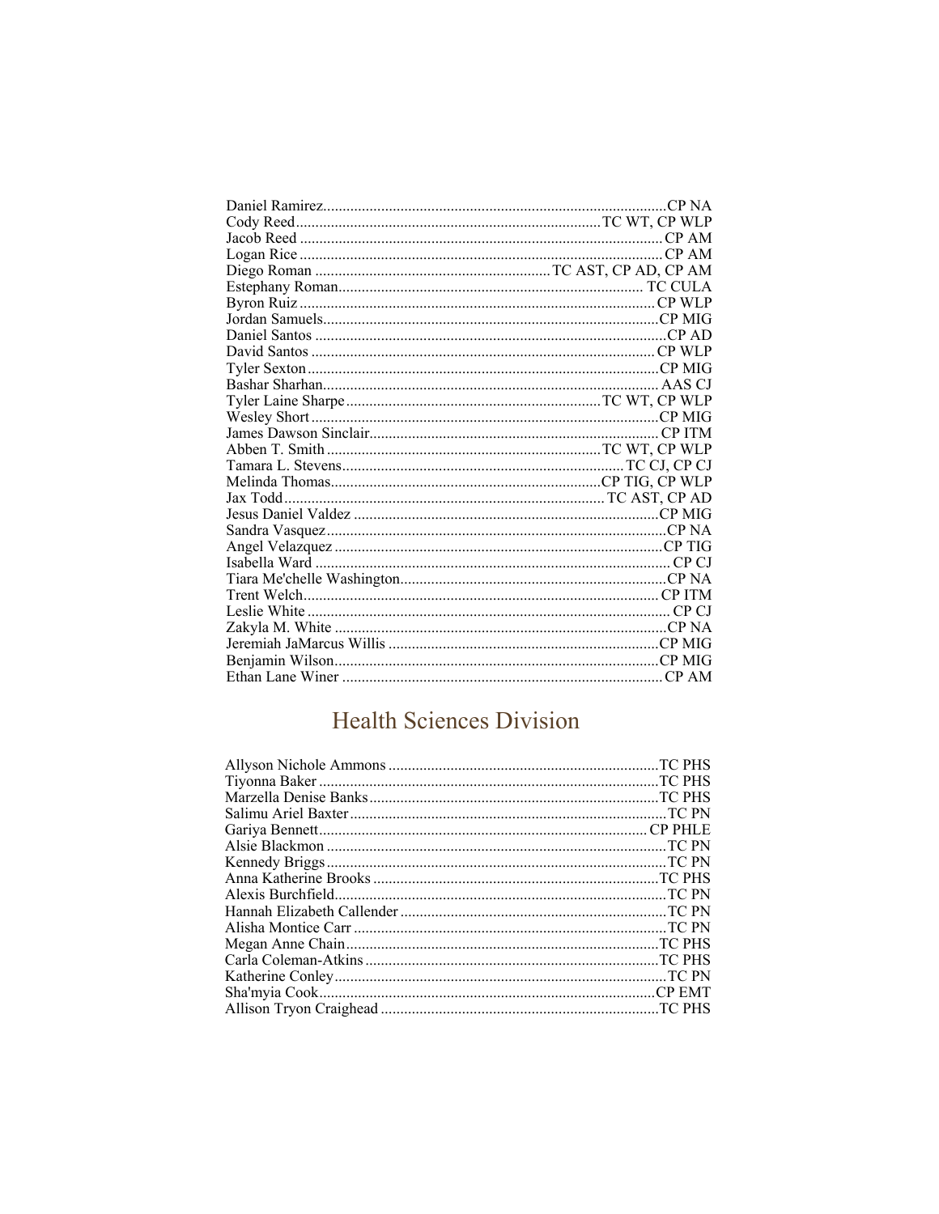Daniel Ramirez........................................................................................CP NA
Cody Reed..............................................................................TC WT, CP WLP
Jacob Reed ............................................................................................. CP AM
Logan Rice ............................................................................................. CP AM
Diego Roman ............................................................ TC AST, CP AD, CP AM
Estephany Roman.............................................................................. TC CULA
Byron Ruiz ........................................................................................... CP WLP
Jordan Samuels......................................................................................CP MIG
Daniel Santos ..........................................................................................CP AD
David Santos ........................................................................................ CP WLP
Tyler Sexton..........................................................................................CP MIG
Bashar Sharhan...................................................................................... AAS CJ
Tyler Laine Sharpe.................................................................TC WT, CP WLP
Wesley Short.........................................................................................CP MIG
James Dawson Sinclair........................................................................... CP ITM
Abben T. Smith......................................................................TC WT, CP WLP
Tamara L. Stevens........................................................................TC CJ, CP CJ
Melinda Thomas.....................................................................CP TIG, CP WLP
Jax Todd.................................................................................. TC AST, CP AD
Jesus Daniel Valdez ..............................................................................CP MIG
Sandra Vasquez.......................................................................................CP NA
Angel Velazquez ....................................................................................CP TIG
Isabella Ward ........................................................................................... CP CJ
Tiara Me'chelle Washington....................................................................CP NA
Trent Welch............................................................................................ CP ITM
Leslie White ............................................................................................ CP CJ
Zakyla M. White .....................................................................................CP NA
Jeremiah JaMarcus Willis .....................................................................CP MIG
Benjamin Wilson...................................................................................CP MIG
Ethan Lane Winer .................................................................................. CP AM

## Health Sciences Division

Allyson Nichole Ammons .....................................................................TC PHS
Tiyonna Baker .......................................................................................TC PHS
Marzella Denise Banks..........................................................................TC PHS
Salimu Ariel Baxter.................................................................................TC PN
Gariya Bennett.................................................................................... CP PHLE
Alsie Blackmon .......................................................................................TC PN
Kennedy Briggs.......................................................................................TC PN
Anna Katherine Brooks .........................................................................TC PHS
Alexis Burchfield.....................................................................................TC PN
Hannah Elizabeth Callender ....................................................................TC PN
Alisha Montice Carr ................................................................................TC PN
Megan Anne Chain................................................................................TC PHS
Carla Coleman-Atkins ...........................................................................TC PHS
Katherine Conley.....................................................................................TC PN
Sha'myia Cook......................................................................................CP EMT
Allison Tryon Craighead .......................................................................TC PHS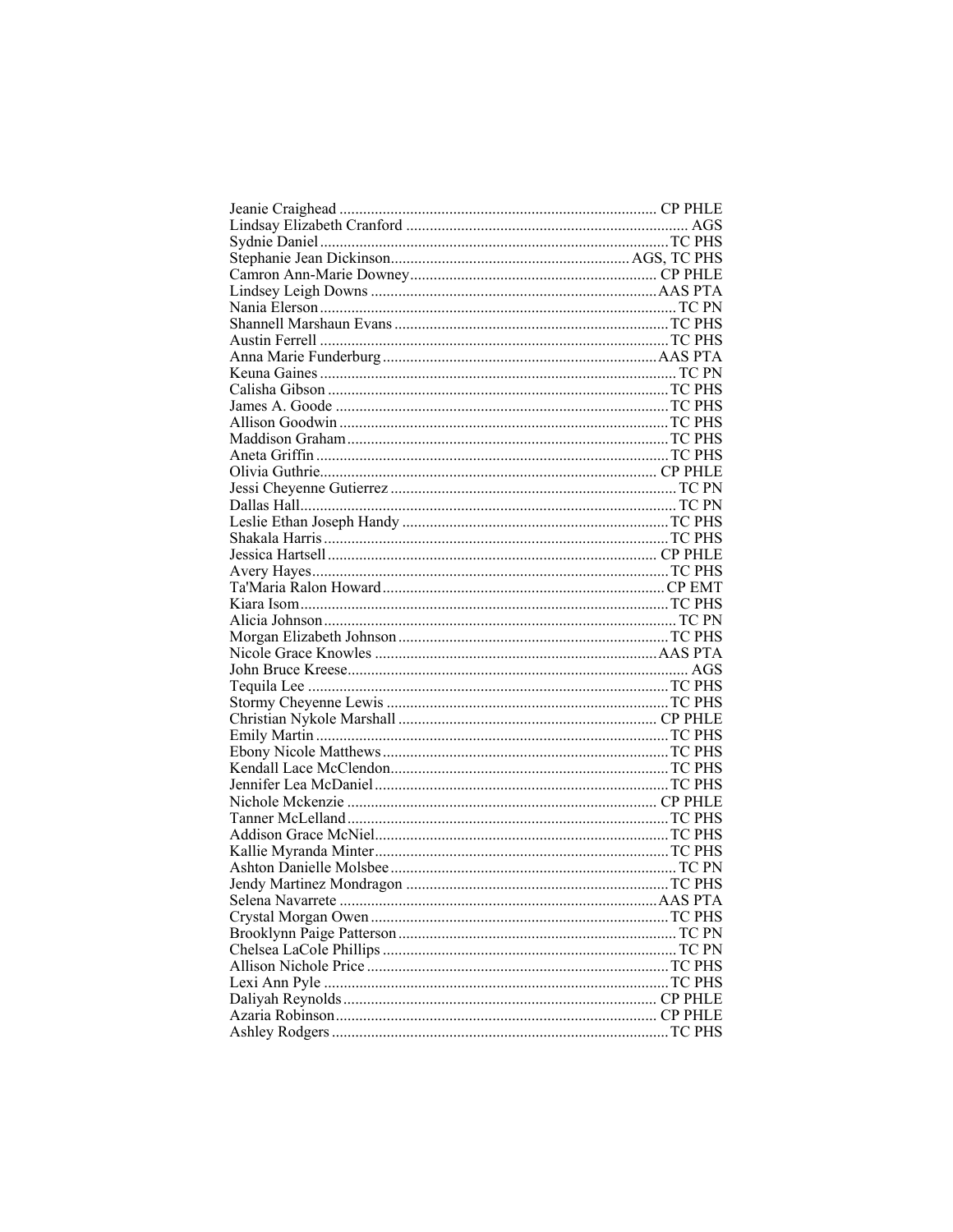Jeanie Craighead ................................................................................ CP PHLE
Lindsay Elizabeth Cranford ....................................................................... AGS
Sydnie Daniel ........................................................................................ TC PHS
Stephanie Jean Dickinson ............................................................ AGS, TC PHS
Camron Ann-Marie Downey .............................................................. CP PHLE
Lindsey Leigh Downs ........................................................................ AAS PTA
Nania Elerson .......................................................................................... TC PN
Shannell Marshaun Evans ..................................................................... TC PHS
Austin Ferrell ........................................................................................ TC PHS
Anna Marie Funderburg ...................................................................... AAS PTA
Keuna Gaines .......................................................................................... TC PN
Calisha Gibson ...................................................................................... TC PHS
James A. Goode .................................................................................... TC PHS
Allison Goodwin ................................................................................... TC PHS
Maddison Graham ................................................................................. TC PHS
Aneta Griffin ......................................................................................... TC PHS
Olivia Guthrie ..................................................................................... CP PHLE
Jessi Cheyenne Gutierrez ......................................................................... TC PN
Dallas Hall ............................................................................................... TC PN
Leslie Ethan Joseph Handy ................................................................... TC PHS
Shakala Harris ....................................................................................... TC PHS
Jessica Hartsell ................................................................................... CP PHLE
Avery Hayes .......................................................................................... TC PHS
Ta'Maria Ralon Howard ........................................................................ CP EMT
Kiara Isom ............................................................................................. TC PHS
Alicia Johnson ......................................................................................... TC PN
Morgan Elizabeth Johnson .................................................................... TC PHS
Nicole Grace Knowles ........................................................................ AAS PTA
John Bruce Kreese ..................................................................................... AGS
Tequila Lee ........................................................................................... TC PHS
Stormy Cheyenne Lewis ....................................................................... TC PHS
Christian Nykole Marshall ................................................................. CP PHLE
Emily Martin ......................................................................................... TC PHS
Ebony Nicole Matthews ........................................................................ TC PHS
Kendall Lace McClendon ...................................................................... TC PHS
Jennifer Lea McDaniel .......................................................................... TC PHS
Nichole Mckenzie ............................................................................... CP PHLE
Tanner McLelland ................................................................................. TC PHS
Addison Grace McNiel .......................................................................... TC PHS
Kallie Myranda Minter .......................................................................... TC PHS
Ashton Danielle Molsbee ........................................................................ TC PN
Jendy Martinez Mondragon .................................................................. TC PHS
Selena Navarrete ................................................................................. AAS PTA
Crystal Morgan Owen ........................................................................... TC PHS
Brooklynn Paige Patterson ...................................................................... TC PN
Chelsea LaCole Phillips ........................................................................... TC PN
Allison Nichole Price ............................................................................ TC PHS
Lexi Ann Pyle ....................................................................................... TC PHS
Daliyah Reynolds ................................................................................ CP PHLE
Azaria Robinson .................................................................................. CP PHLE
Ashley Rodgers ..................................................................................... TC PHS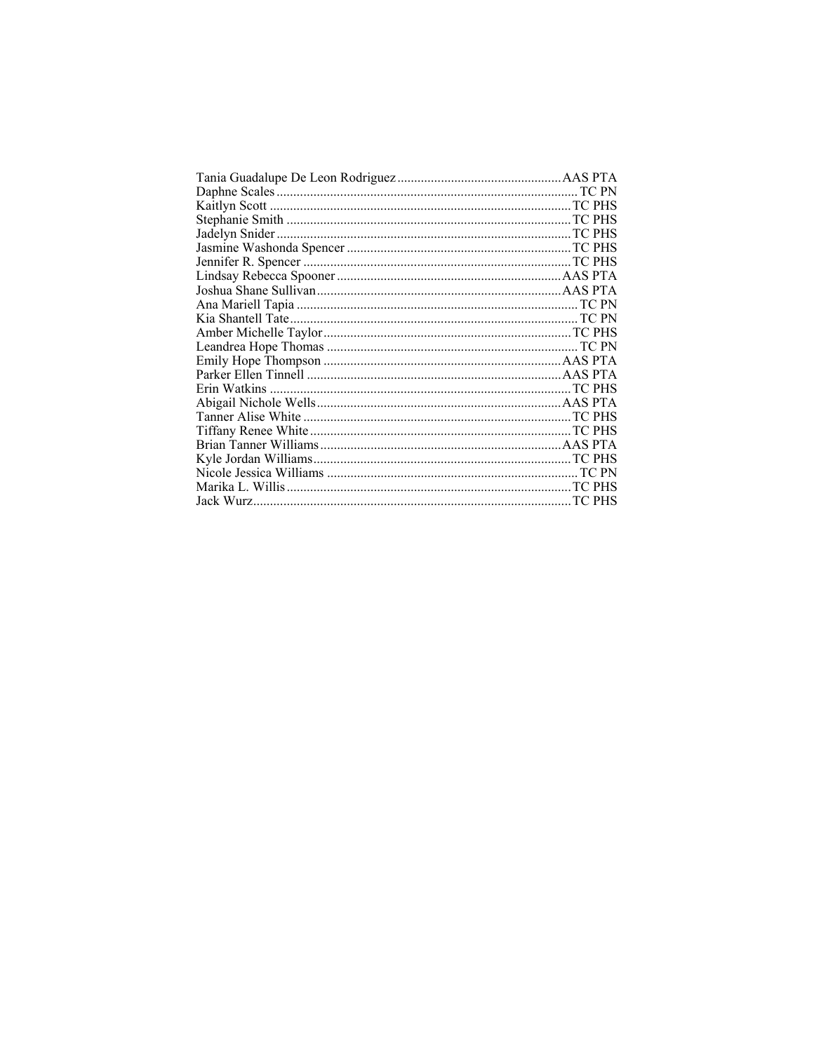Tania Guadalupe De Leon Rodriguez................................................AAS PTA
Daphne Scales........................................................................................TC PN
Kaitlyn Scott ........................................................................................TC PHS
Stephanie Smith ....................................................................................TC PHS
Jadelyn Snider.......................................................................................TC PHS
Jasmine Washonda Spencer ..................................................................TC PHS
Jennifer R. Spencer ...............................................................................TC PHS
Lindsay Rebecca Spooner.....................................................................AAS PTA
Joshua Shane Sullivan..........................................................................AAS PTA
Ana Mariell Tapia ..................................................................................TC PN
Kia Shantell Tate....................................................................................TC PN
Amber Michelle Taylor.........................................................................TC PHS
Leandrea Hope Thomas .........................................................................TC PN
Emily Hope Thompson ........................................................................AAS PTA
Parker Ellen Tinnell .............................................................................AAS PTA
Erin Watkins .........................................................................................TC PHS
Abigail Nichole Wells..........................................................................AAS PTA
Tanner Alise White ...............................................................................TC PHS
Tiffany Renee White.............................................................................TC PHS
Brian Tanner Williams.........................................................................AAS PTA
Kyle Jordan Williams............................................................................TC PHS
Nicole Jessica Williams .........................................................................TC PN
Marika L. Willis....................................................................................TC PHS
Jack Wurz..............................................................................................TC PHS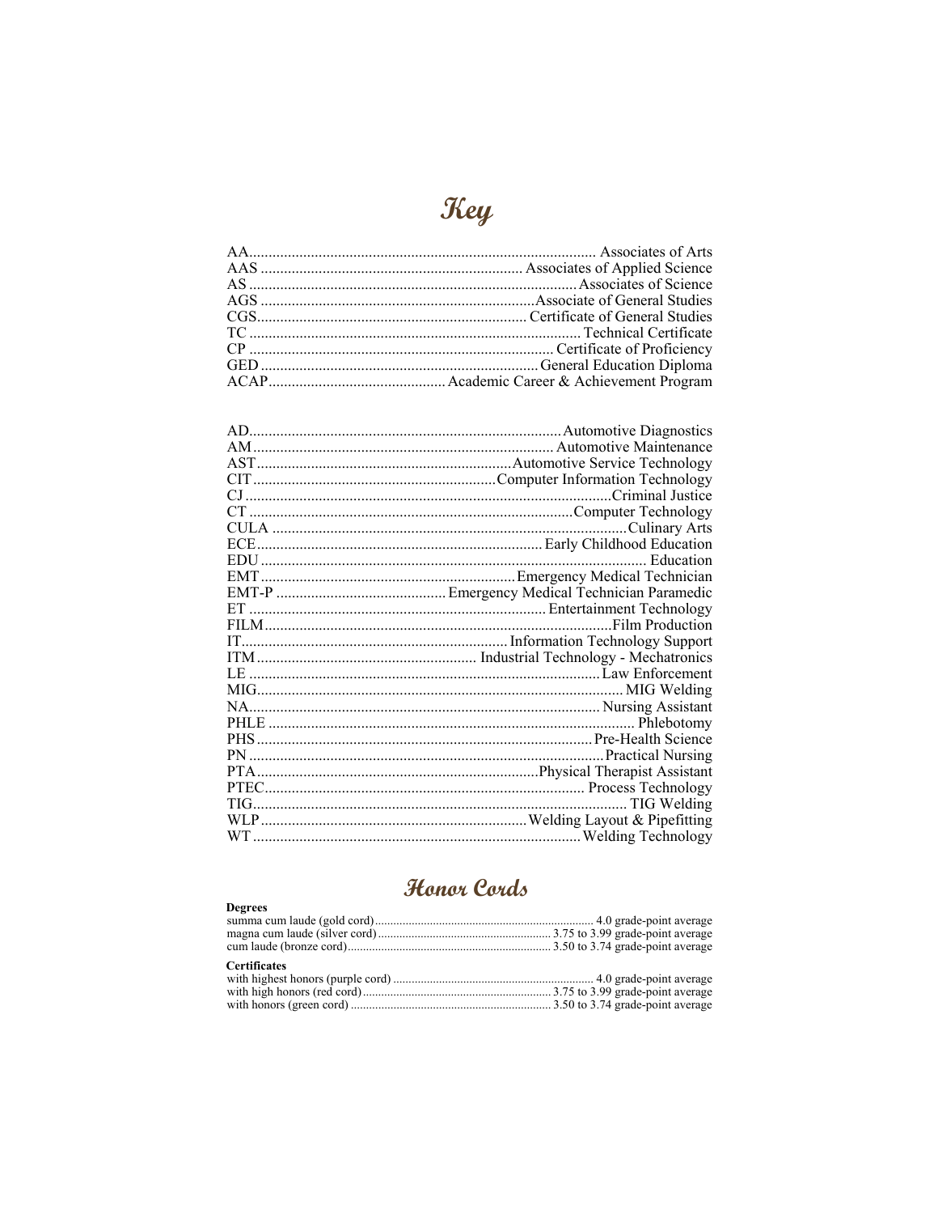# Key

| | |
|---|---|
| AA | Associates of Arts |
| AAS | Associates of Applied Science |
| AS | Associates of Science |
| AGS | Associate of General Studies |
| CGS | Certificate of General Studies |
| TC | Technical Certificate |
| CP | Certificate of Proficiency |
| GED | General Education Diploma |
| ACAP | Academic Career & Achievement Program |

| | |
|---|---|
| AD | Automotive Diagnostics |
| AM | Automotive Maintenance |
| AST | Automotive Service Technology |
| CIT | Computer Information Technology |
| CJ | Criminal Justice |
| CT | Computer Technology |
| CULA | Culinary Arts |
| ECE | Early Childhood Education |
| EDU | Education |
| EMT | Emergency Medical Technician |
| EMT-P | Emergency Medical Technician Paramedic |
| ET | Entertainment Technology |
| FILM | Film Production |
| IT | Information Technology Support |
| ITM | Industrial Technology - Mechatronics |
| LE | Law Enforcement |
| MIG | MIG Welding |
| NA | Nursing Assistant |
| PHLE | Phlebotomy |
| PHS | Pre-Health Science |
| PN | Practical Nursing |
| PTA | Physical Therapist Assistant |
| PTEC | Process Technology |
| TIG | TIG Welding |
| WLP | Welding Layout & Pipefitting |
| WT | Welding Technology |

# Honor Cords

**Degrees**

| | |
|---|---|
| summa cum laude (gold cord) | 4.0 grade-point average |
| magna cum laude (silver cord) | 3.75 to 3.99 grade-point average |
| cum laude (bronze cord) | 3.50 to 3.74 grade-point average |

**Certificates**

| | |
|---|---|
| with highest honors (purple cord) | 4.0 grade-point average |
| with high honors (red cord) | 3.75 to 3.99 grade-point average |
| with honors (green cord) | 3.50 to 3.74 grade-point average |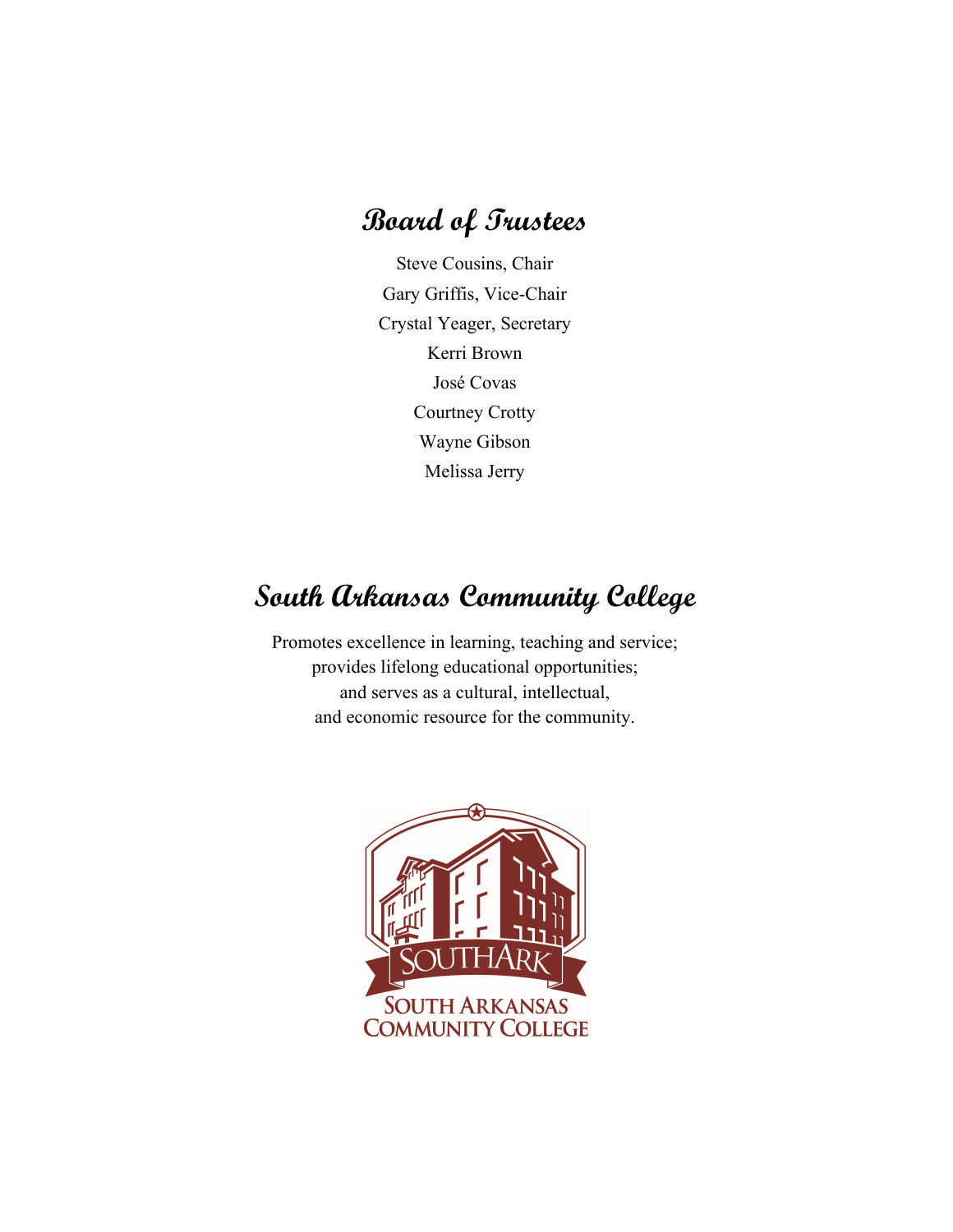## Board of Trustees

Steve Cousins, Chair

Gary Griffis, Vice-Chair

Crystal Yeager, Secretary

Kerri Brown

José Covas

Courtney Crotty

Wayne Gibson

Melissa Jerry

## South Arkansas Community College

Promotes excellence in learning, teaching and service;
provides lifelong educational opportunities;
and serves as a cultural, intellectual,
and economic resource for the community.

SOUTHARK

SOUTH ARKANSAS COMMUNITY COLLEGE